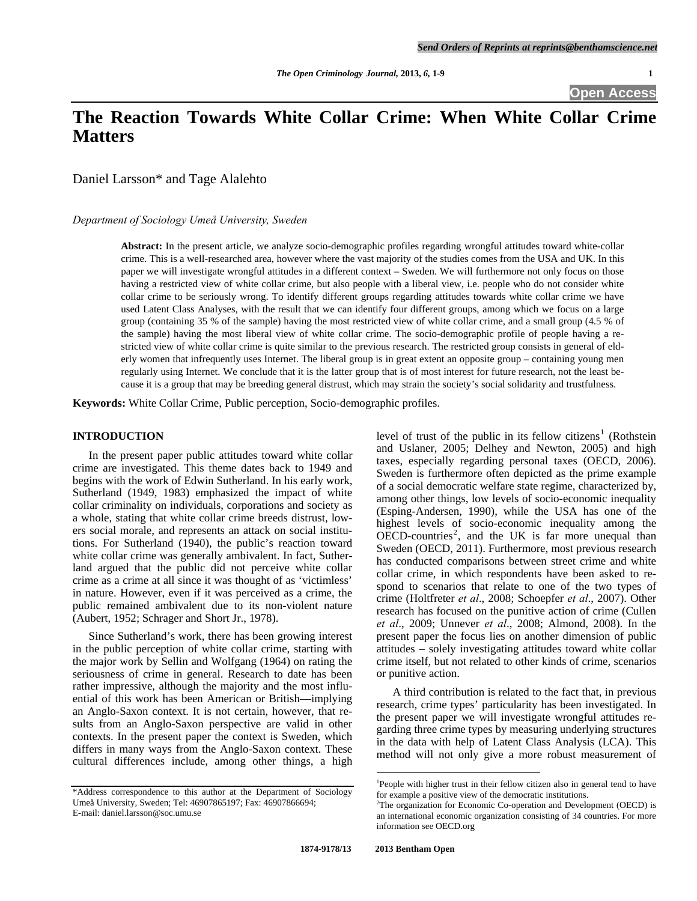# The Reaction Towards White Collar Crime: When White Collar Crime Matters

Daniel Larsson* and Tage Alalehto

*Department of Sociology Umeå University, Sweden*

**Abstract:** In the present article, we analyze socio-demographic profiles regarding wrongful attitudes toward white-collar crime. This is a well-researched area, however where the vast majority of the studies comes from the USA and UK. In this paper we will investigate wrongful attitudes in a different context – Sweden. We will furthermore not only focus on those having a restricted view of white collar crime, but also people with a liberal view, i.e. people who do not consider white collar crime to be seriously wrong. To identify different groups regarding attitudes towards white collar crime we have used Latent Class Analyses, with the result that we can identify four different groups, among which we focus on a large group (containing 35 % of the sample) having the most restricted view of white collar crime, and a small group (4.5 % of the sample) having the most liberal view of white collar crime. The socio-demographic profile of people having a restricted view of white collar crime is quite similar to the previous research. The restricted group consists in general of elderly women that infrequently uses Internet. The liberal group is in great extent an opposite group – containing young men regularly using Internet. We conclude that it is the latter group that is of most interest for future research, not the least because it is a group that may be breeding general distrust, which may strain the society's social solidarity and trustfulness.

**Keywords:** White Collar Crime, Public perception, Socio-demographic profiles.

## INTRODUCTION

In the present paper public attitudes toward white collar crime are investigated. This theme dates back to 1949 and begins with the work of Edwin Sutherland. In his early work, Sutherland (1949, 1983) emphasized the impact of white collar criminality on individuals, corporations and society as a whole, stating that white collar crime breeds distrust, lowers social morale, and represents an attack on social institutions. For Sutherland (1940), the public's reaction toward white collar crime was generally ambivalent. In fact, Sutherland argued that the public did not perceive white collar crime as a crime at all since it was thought of as 'victimless' in nature. However, even if it was perceived as a crime, the public remained ambivalent due to its non-violent nature (Aubert, 1952; Schrager and Short Jr., 1978).

Since Sutherland's work, there has been growing interest in the public perception of white collar crime, starting with the major work by Sellin and Wolfgang (1964) on rating the seriousness of crime in general. Research to date has been rather impressive, although the majority and the most influential of this work has been American or British—implying an Anglo-Saxon context. It is not certain, however, that results from an Anglo-Saxon perspective are valid in other contexts. In the present paper the context is Sweden, which differs in many ways from the Anglo-Saxon context. These cultural differences include, among other things, a high level of trust of the public in its fellow citizens[1] (Rothstein and Uslaner, 2005; Delhey and Newton, 2005) and high taxes, especially regarding personal taxes (OECD, 2006). Sweden is furthermore often depicted as the prime example of a social democratic welfare state regime, characterized by, among other things, low levels of socio-economic inequality (Esping-Andersen, 1990), while the USA has one of the highest levels of socio-economic inequality among the OECD-countries[2], and the UK is far more unequal than Sweden (OECD, 2011). Furthermore, most previous research has conducted comparisons between street crime and white collar crime, in which respondents have been asked to respond to scenarios that relate to one of the two types of crime (Holtfreter *et al*., 2008; Schoepfer *et al*., 2007). Other research has focused on the punitive action of crime (Cullen *et al*., 2009; Unnever *et al*., 2008; Almond, 2008). In the present paper the focus lies on another dimension of public attitudes – solely investigating attitudes toward white collar crime itself, but not related to other kinds of crime, scenarios or punitive action.

A third contribution is related to the fact that, in previous research, crime types' particularity has been investigated. In the present paper we will investigate wrongful attitudes regarding three crime types by measuring underlying structures in the data with help of Latent Class Analysis (LCA). This method will not only give a more robust measurement of

---

*Address correspondence to this author at the Department of Sociology Umeå University, Sweden; Tel: 46907865197; Fax: 46907866694; E-mail: daniel.larsson@soc.umu.se

[1]People with higher trust in their fellow citizen also in general tend to have for example a positive view of the democratic institutions.

[2]The organization for Economic Co-operation and Development (OECD) is an international economic organization consisting of 34 countries. For more information see OECD.org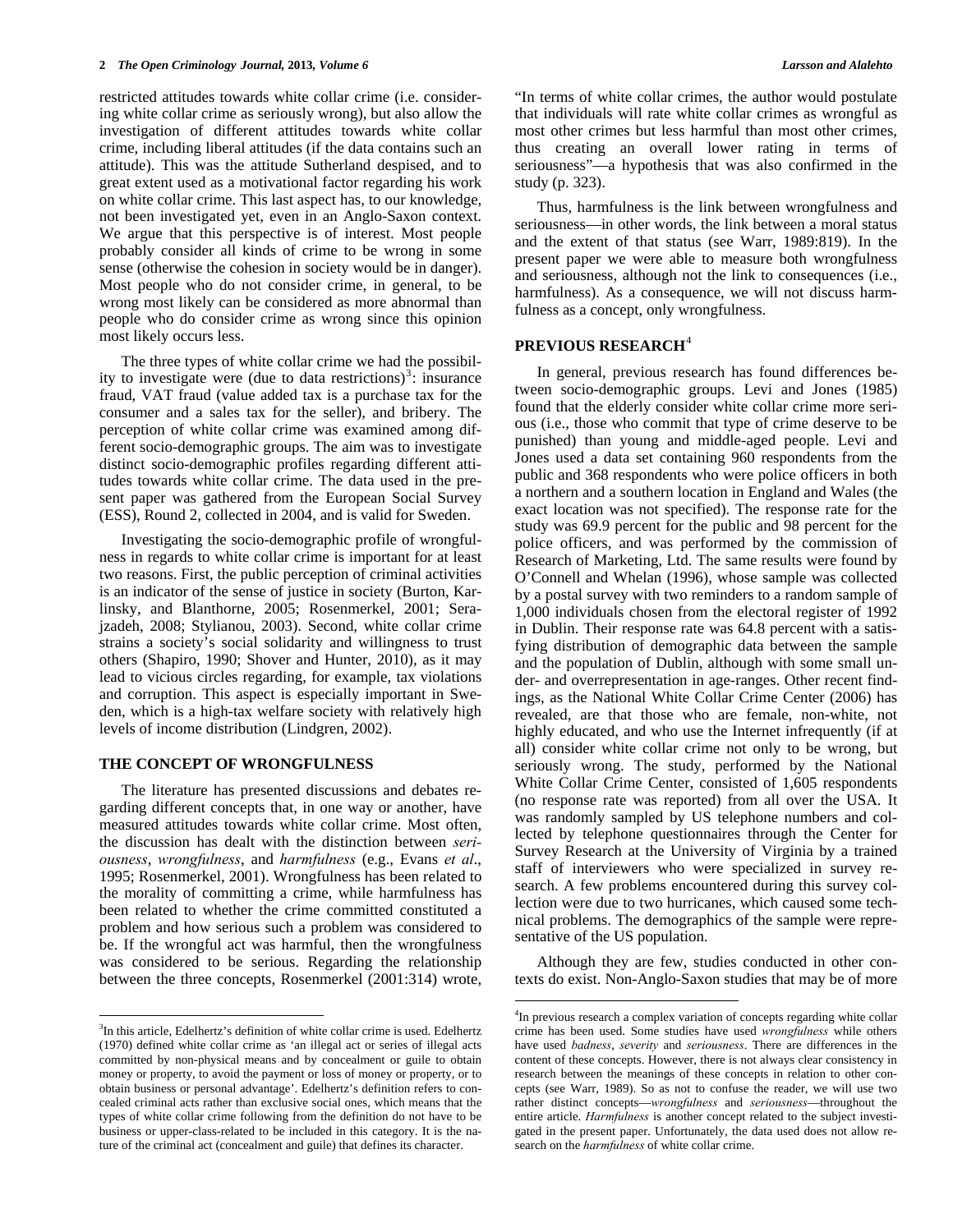restricted attitudes towards white collar crime (i.e. considering white collar crime as seriously wrong), but also allow the investigation of different attitudes towards white collar crime, including liberal attitudes (if the data contains such an attitude). This was the attitude Sutherland despised, and to great extent used as a motivational factor regarding his work on white collar crime. This last aspect has, to our knowledge, not been investigated yet, even in an Anglo-Saxon context. We argue that this perspective is of interest. Most people probably consider all kinds of crime to be wrong in some sense (otherwise the cohesion in society would be in danger). Most people who do not consider crime, in general, to be wrong most likely can be considered as more abnormal than people who do consider crime as wrong since this opinion most likely occurs less.

The three types of white collar crime we had the possibility to investigate were (due to data restrictions)[3]: insurance fraud, VAT fraud (value added tax is a purchase tax for the consumer and a sales tax for the seller), and bribery. The perception of white collar crime was examined among different socio-demographic groups. The aim was to investigate distinct socio-demographic profiles regarding different attitudes towards white collar crime. The data used in the present paper was gathered from the European Social Survey (ESS), Round 2, collected in 2004, and is valid for Sweden.

Investigating the socio-demographic profile of wrongfulness in regards to white collar crime is important for at least two reasons. First, the public perception of criminal activities is an indicator of the sense of justice in society (Burton, Karlinsky, and Blanthorne, 2005; Rosenmerkel, 2001; Serajzadeh, 2008; Stylianou, 2003). Second, white collar crime strains a society's social solidarity and willingness to trust others (Shapiro, 1990; Shover and Hunter, 2010), as it may lead to vicious circles regarding, for example, tax violations and corruption. This aspect is especially important in Sweden, which is a high-tax welfare society with relatively high levels of income distribution (Lindgren, 2002).

## THE CONCEPT OF WRONGFULNESS

The literature has presented discussions and debates regarding different concepts that, in one way or another, have measured attitudes towards white collar crime. Most often, the discussion has dealt with the distinction between *seriousness*, *wrongfulness*, and *harmfulness* (e.g., Evans *et al*., 1995; Rosenmerkel, 2001). Wrongfulness has been related to the morality of committing a crime, while harmfulness has been related to whether the crime committed constituted a problem and how serious such a problem was considered to be. If the wrongful act was harmful, then the wrongfulness was considered to be serious. Regarding the relationship between the three concepts, Rosenmerkel (2001:314) wrote, "In terms of white collar crimes, the author would postulate that individuals will rate white collar crimes as wrongful as most other crimes but less harmful than most other crimes, thus creating an overall lower rating in terms of seriousness"—a hypothesis that was also confirmed in the study (p. 323).

Thus, harmfulness is the link between wrongfulness and seriousness—in other words, the link between a moral status and the extent of that status (see Warr, 1989:819). In the present paper we were able to measure both wrongfulness and seriousness, although not the link to consequences (i.e., harmfulness). As a consequence, we will not discuss harmfulness as a concept, only wrongfulness.

## PREVIOUS RESEARCH[4]

In general, previous research has found differences between socio-demographic groups. Levi and Jones (1985) found that the elderly consider white collar crime more serious (i.e., those who commit that type of crime deserve to be punished) than young and middle-aged people. Levi and Jones used a data set containing 960 respondents from the public and 368 respondents who were police officers in both a northern and a southern location in England and Wales (the exact location was not specified). The response rate for the study was 69.9 percent for the public and 98 percent for the police officers, and was performed by the commission of Research of Marketing, Ltd. The same results were found by O'Connell and Whelan (1996), whose sample was collected by a postal survey with two reminders to a random sample of 1,000 individuals chosen from the electoral register of 1992 in Dublin. Their response rate was 64.8 percent with a satisfying distribution of demographic data between the sample and the population of Dublin, although with some small under- and overrepresentation in age-ranges. Other recent findings, as the National White Collar Crime Center (2006) has revealed, are that those who are female, non-white, not highly educated, and who use the Internet infrequently (if at all) consider white collar crime not only to be wrong, but seriously wrong. The study, performed by the National White Collar Crime Center, consisted of 1,605 respondents (no response rate was reported) from all over the USA. It was randomly sampled by US telephone numbers and collected by telephone questionnaires through the Center for Survey Research at the University of Virginia by a trained staff of interviewers who were specialized in survey research. A few problems encountered during this survey collection were due to two hurricanes, which caused some technical problems. The demographics of the sample were representative of the US population.

Although they are few, studies conducted in other contexts do exist. Non-Anglo-Saxon studies that may be of more

---

[3]In this article, Edelhertz's definition of white collar crime is used. Edelhertz (1970) defined white collar crime as 'an illegal act or series of illegal acts committed by non-physical means and by concealment or guile to obtain money or property, to avoid the payment or loss of money or property, or to obtain business or personal advantage'. Edelhertz's definition refers to concealed criminal acts rather than exclusive social ones, which means that the types of white collar crime following from the definition do not have to be business or upper-class-related to be included in this category. It is the nature of the criminal act (concealment and guile) that defines its character.

[4]In previous research a complex variation of concepts regarding white collar crime has been used. Some studies have used *wrongfulness* while others have used *badness*, *severity* and *seriousness*. There are differences in the content of these concepts. However, there is not always clear consistency in research between the meanings of these concepts in relation to other concepts (see Warr, 1989). So as not to confuse the reader, we will use two rather distinct concepts—*wrongfulness* and *seriousness*—throughout the entire article. *Harmfulness* is another concept related to the subject investigated in the present paper. Unfortunately, the data used does not allow research on the *harmfulness* of white collar crime.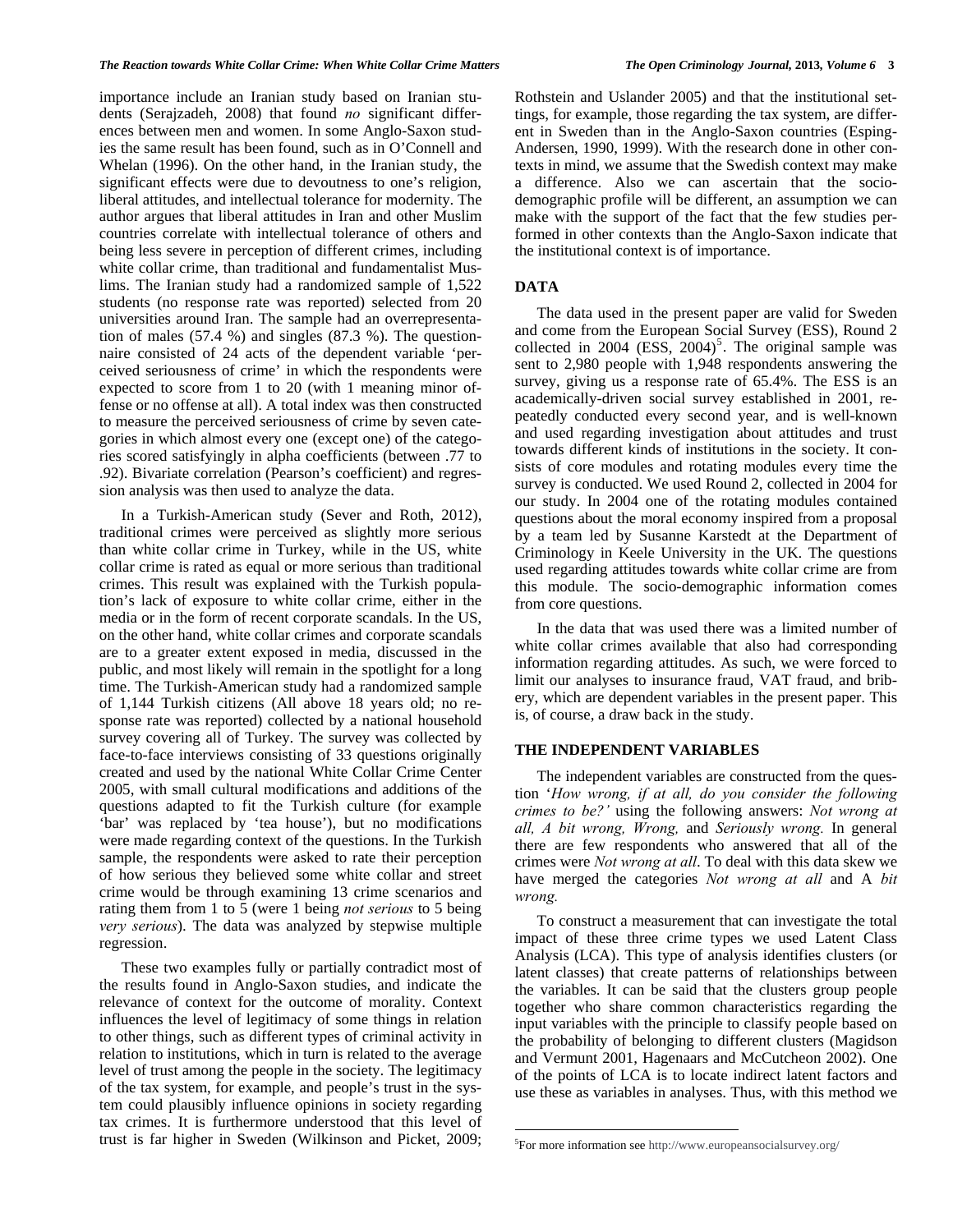importance include an Iranian study based on Iranian students (Serajzadeh, 2008) that found *no* significant differences between men and women. In some Anglo-Saxon studies the same result has been found, such as in O'Connell and Whelan (1996). On the other hand, in the Iranian study, the significant effects were due to devoutness to one's religion, liberal attitudes, and intellectual tolerance for modernity. The author argues that liberal attitudes in Iran and other Muslim countries correlate with intellectual tolerance of others and being less severe in perception of different crimes, including white collar crime, than traditional and fundamentalist Muslims. The Iranian study had a randomized sample of 1,522 students (no response rate was reported) selected from 20 universities around Iran. The sample had an overrepresentation of males (57.4 %) and singles (87.3 %). The questionnaire consisted of 24 acts of the dependent variable 'perceived seriousness of crime' in which the respondents were expected to score from 1 to 20 (with 1 meaning minor offense or no offense at all). A total index was then constructed to measure the perceived seriousness of crime by seven categories in which almost every one (except one) of the categories scored satisfyingly in alpha coefficients (between .77 to .92). Bivariate correlation (Pearson's coefficient) and regression analysis was then used to analyze the data.

In a Turkish-American study (Sever and Roth, 2012), traditional crimes were perceived as slightly more serious than white collar crime in Turkey, while in the US, white collar crime is rated as equal or more serious than traditional crimes. This result was explained with the Turkish population's lack of exposure to white collar crime, either in the media or in the form of recent corporate scandals. In the US, on the other hand, white collar crimes and corporate scandals are to a greater extent exposed in media, discussed in the public, and most likely will remain in the spotlight for a long time. The Turkish-American study had a randomized sample of 1,144 Turkish citizens (All above 18 years old; no response rate was reported) collected by a national household survey covering all of Turkey. The survey was collected by face-to-face interviews consisting of 33 questions originally created and used by the national White Collar Crime Center 2005, with small cultural modifications and additions of the questions adapted to fit the Turkish culture (for example 'bar' was replaced by 'tea house'), but no modifications were made regarding context of the questions. In the Turkish sample, the respondents were asked to rate their perception of how serious they believed some white collar and street crime would be through examining 13 crime scenarios and rating them from 1 to 5 (were 1 being *not serious* to 5 being *very serious*). The data was analyzed by stepwise multiple regression.

These two examples fully or partially contradict most of the results found in Anglo-Saxon studies, and indicate the relevance of context for the outcome of morality. Context influences the level of legitimacy of some things in relation to other things, such as different types of criminal activity in relation to institutions, which in turn is related to the average level of trust among the people in the society. The legitimacy of the tax system, for example, and people's trust in the system could plausibly influence opinions in society regarding tax crimes. It is furthermore understood that this level of trust is far higher in Sweden (Wilkinson and Picket, 2009; Rothstein and Uslander 2005) and that the institutional settings, for example, those regarding the tax system, are different in Sweden than in the Anglo-Saxon countries (Esping-Andersen, 1990, 1999). With the research done in other contexts in mind, we assume that the Swedish context may make a difference. Also we can ascertain that the socio-demographic profile will be different, an assumption we can make with the support of the fact that the few studies performed in other contexts than the Anglo-Saxon indicate that the institutional context is of importance.

## DATA

The data used in the present paper are valid for Sweden and come from the European Social Survey (ESS), Round 2 collected in 2004 (ESS, 2004)[5]. The original sample was sent to 2,980 people with 1,948 respondents answering the survey, giving us a response rate of 65.4%. The ESS is an academically-driven social survey established in 2001, repeatedly conducted every second year, and is well-known and used regarding investigation about attitudes and trust towards different kinds of institutions in the society. It consists of core modules and rotating modules every time the survey is conducted. We used Round 2, collected in 2004 for our study. In 2004 one of the rotating modules contained questions about the moral economy inspired from a proposal by a team led by Susanne Karstedt at the Department of Criminology in Keele University in the UK. The questions used regarding attitudes towards white collar crime are from this module. The socio-demographic information comes from core questions.

In the data that was used there was a limited number of white collar crimes available that also had corresponding information regarding attitudes. As such, we were forced to limit our analyses to insurance fraud, VAT fraud, and bribery, which are dependent variables in the present paper. This is, of course, a draw back in the study.

## THE INDEPENDENT VARIABLES

The independent variables are constructed from the question '*How wrong, if at all, do you consider the following crimes to be?'* using the following answers: *Not wrong at all, A bit wrong, Wrong,* and *Seriously wrong.* In general there are few respondents who answered that all of the crimes were *Not wrong at all*. To deal with this data skew we have merged the categories *Not wrong at all* and A *bit wrong.*

To construct a measurement that can investigate the total impact of these three crime types we used Latent Class Analysis (LCA). This type of analysis identifies clusters (or latent classes) that create patterns of relationships between the variables. It can be said that the clusters group people together who share common characteristics regarding the input variables with the principle to classify people based on the probability of belonging to different clusters (Magidson and Vermunt 2001, Hagenaars and McCutcheon 2002). One of the points of LCA is to locate indirect latent factors and use these as variables in analyses. Thus, with this method we

[5]For more information see http://www.europeansocialsurvey.org/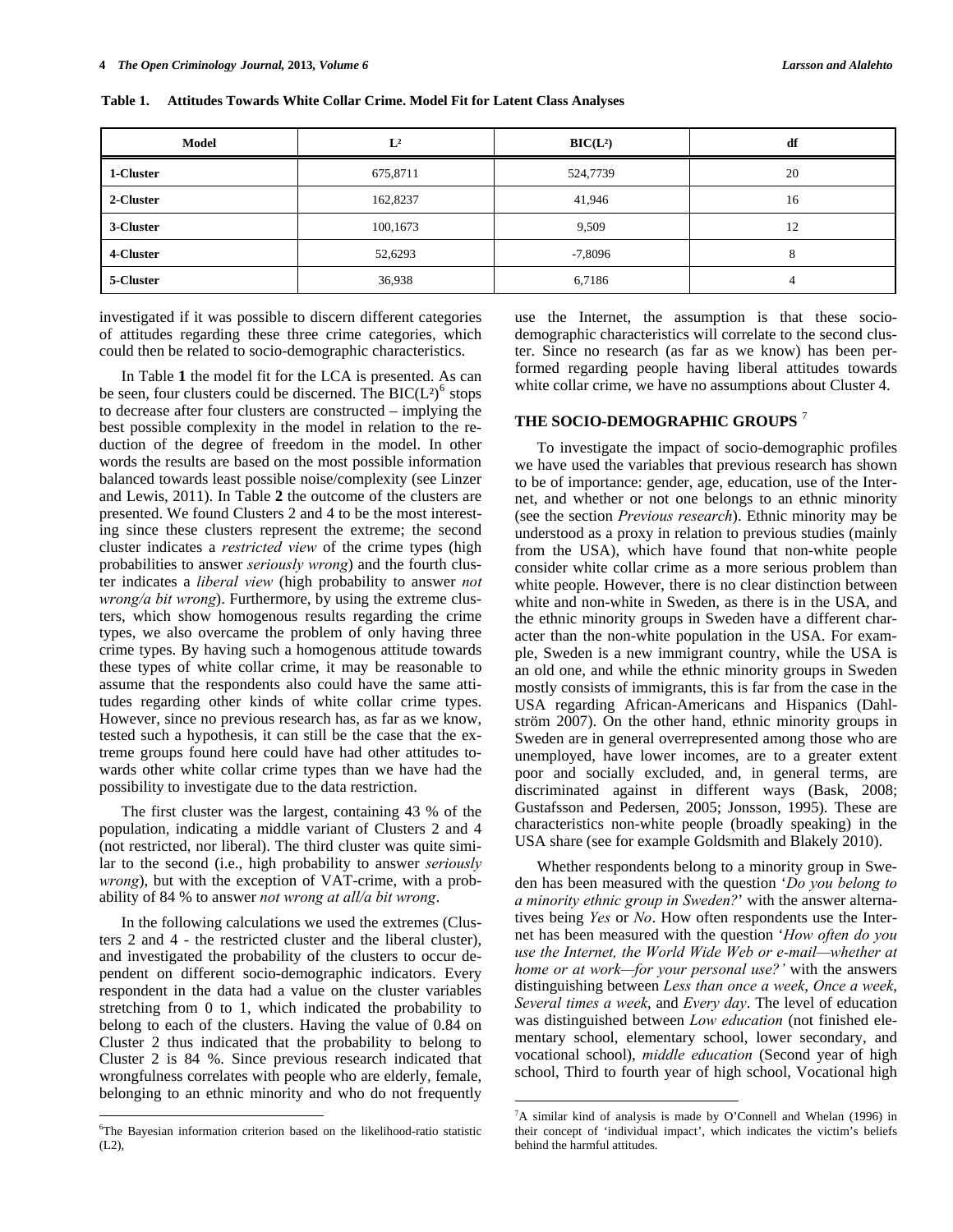**Table 1. Attitudes Towards White Collar Crime. Model Fit for Latent Class Analyses**

| Model | $L^2$ | $BIC(L^2)$ | df |
|---|---|---|---|
| 1-Cluster | 675,8711 | 524,7739 | 20 |
| 2-Cluster | 162,8237 | 41,946 | 16 |
| 3-Cluster | 100,1673 | 9,509 | 12 |
| 4-Cluster | 52,6293 | -7,8096 | 8 |
| 5-Cluster | 36,938 | 6,7186 | 4 |

investigated if it was possible to discern different categories of attitudes regarding these three crime categories, which could then be related to socio-demographic characteristics.

In Table **1** the model fit for the LCA is presented. As can be seen, four clusters could be discerned. The $BIC(L^2)$[6] stops to decrease after four clusters are constructed – implying the best possible complexity in the model in relation to the reduction of the degree of freedom in the model. In other words the results are based on the most possible information balanced towards least possible noise/complexity (see Linzer and Lewis, 2011). In Table **2** the outcome of the clusters are presented. We found Clusters 2 and 4 to be the most interesting since these clusters represent the extreme; the second cluster indicates a *restricted view* of the crime types (high probabilities to answer *seriously wrong*) and the fourth cluster indicates a *liberal view* (high probability to answer *not wrong/a bit wrong*). Furthermore, by using the extreme clusters, which show homogenous results regarding the crime types, we also overcame the problem of only having three crime types. By having such a homogenous attitude towards these types of white collar crime, it may be reasonable to assume that the respondents also could have the same attitudes regarding other kinds of white collar crime types. However, since no previous research has, as far as we know, tested such a hypothesis, it can still be the case that the extreme groups found here could have had other attitudes towards other white collar crime types than we have had the possibility to investigate due to the data restriction.

The first cluster was the largest, containing 43 % of the population, indicating a middle variant of Clusters 2 and 4 (not restricted, nor liberal). The third cluster was quite similar to the second (i.e., high probability to answer *seriously wrong*), but with the exception of VAT-crime, with a probability of 84 % to answer *not wrong at all/a bit wrong*.

In the following calculations we used the extremes (Clusters 2 and 4 - the restricted cluster and the liberal cluster), and investigated the probability of the clusters to occur dependent on different socio-demographic indicators. Every respondent in the data had a value on the cluster variables stretching from 0 to 1, which indicated the probability to belong to each of the clusters. Having the value of 0.84 on Cluster 2 thus indicated that the probability to belong to Cluster 2 is 84 %. Since previous research indicated that wrongfulness correlates with people who are elderly, female, belonging to an ethnic minority and who do not frequently use the Internet, the assumption is that these socio-demographic characteristics will correlate to the second cluster. Since no research (as far as we know) has been performed regarding people having liberal attitudes towards white collar crime, we have no assumptions about Cluster 4.

## THE SOCIO-DEMOGRAPHIC GROUPS [7]

To investigate the impact of socio-demographic profiles we have used the variables that previous research has shown to be of importance: gender, age, education, use of the Internet, and whether or not one belongs to an ethnic minority (see the section *Previous research*). Ethnic minority may be understood as a proxy in relation to previous studies (mainly from the USA), which have found that non-white people consider white collar crime as a more serious problem than white people. However, there is no clear distinction between white and non-white in Sweden, as there is in the USA, and the ethnic minority groups in Sweden have a different character than the non-white population in the USA. For example, Sweden is a new immigrant country, while the USA is an old one, and while the ethnic minority groups in Sweden mostly consists of immigrants, this is far from the case in the USA regarding African-Americans and Hispanics (Dahlström 2007). On the other hand, ethnic minority groups in Sweden are in general overrepresented among those who are unemployed, have lower incomes, are to a greater extent poor and socially excluded, and, in general terms, are discriminated against in different ways (Bask, 2008; Gustafsson and Pedersen, 2005; Jonsson, 1995). These are characteristics non-white people (broadly speaking) in the USA share (see for example Goldsmith and Blakely 2010).

Whether respondents belong to a minority group in Sweden has been measured with the question '*Do you belong to a minority ethnic group in Sweden?*' with the answer alternatives being *Yes* or *No*. How often respondents use the Internet has been measured with the question '*How often do you use the Internet, the World Wide Web or e-mail—whether at home or at work—for your personal use?'* with the answers distinguishing between *Less than once a week*, *Once a week*, *Several times a week*, and *Every day*. The level of education was distinguished between *Low education* (not finished elementary school, elementary school, lower secondary, and vocational school), *middle education* (Second year of high school, Third to fourth year of high school, Vocational high

[6] The Bayesian information criterion based on the likelihood-ratio statistic (L2),

[7] A similar kind of analysis is made by O'Connell and Whelan (1996) in their concept of 'individual impact', which indicates the victim's beliefs behind the harmful attitudes.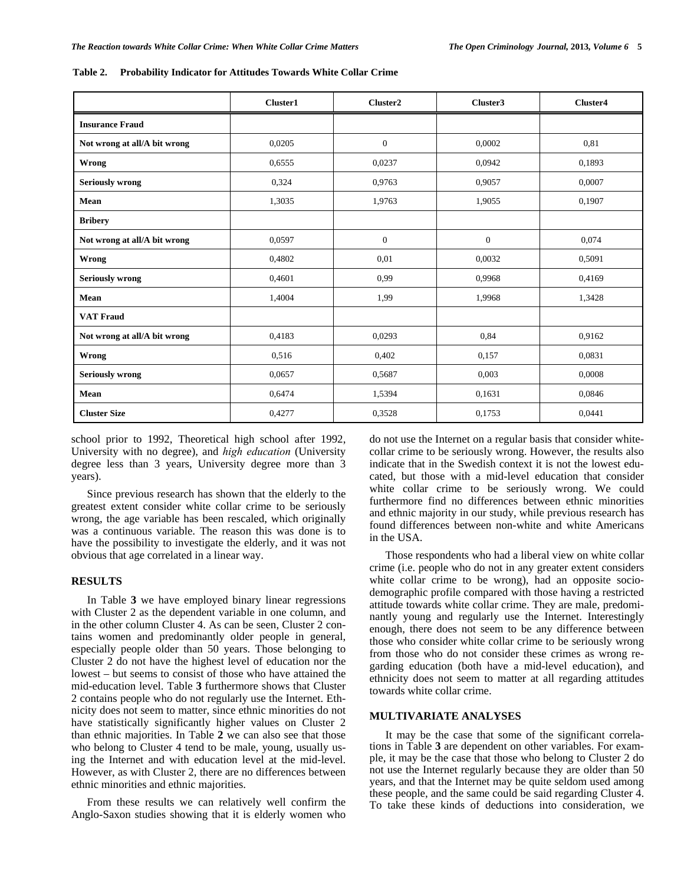**Table 2. Probability Indicator for Attitudes Towards White Collar Crime**

| | Cluster1 | Cluster2 | Cluster3 | Cluster4 |
|---|---|---|---|---|
| **Insurance Fraud** | | | | |
| **Not wrong at all/A bit wrong** | 0,0205 | 0 | 0,0002 | 0,81 |
| **Wrong** | 0,6555 | 0,0237 | 0,0942 | 0,1893 |
| **Seriously wrong** | 0,324 | 0,9763 | 0,9057 | 0,0007 |
| **Mean** | 1,3035 | 1,9763 | 1,9055 | 0,1907 |
| **Bribery** | | | | |
| **Not wrong at all/A bit wrong** | 0,0597 | 0 | 0 | 0,074 |
| **Wrong** | 0,4802 | 0,01 | 0,0032 | 0,5091 |
| **Seriously wrong** | 0,4601 | 0,99 | 0,9968 | 0,4169 |
| **Mean** | 1,4004 | 1,99 | 1,9968 | 1,3428 |
| **VAT Fraud** | | | | |
| **Not wrong at all/A bit wrong** | 0,4183 | 0,0293 | 0,84 | 0,9162 |
| **Wrong** | 0,516 | 0,402 | 0,157 | 0,0831 |
| **Seriously wrong** | 0,0657 | 0,5687 | 0,003 | 0,0008 |
| **Mean** | 0,6474 | 1,5394 | 0,1631 | 0,0846 |
| **Cluster Size** | 0,4277 | 0,3528 | 0,1753 | 0,0441 |

school prior to 1992, Theoretical high school after 1992, University with no degree), and *high education* (University degree less than 3 years, University degree more than 3 years).

Since previous research has shown that the elderly to the greatest extent consider white collar crime to be seriously wrong, the age variable has been rescaled, which originally was a continuous variable. The reason this was done is to have the possibility to investigate the elderly, and it was not obvious that age correlated in a linear way.

## RESULTS

In Table **3** we have employed binary linear regressions with Cluster 2 as the dependent variable in one column, and in the other column Cluster 4. As can be seen, Cluster 2 contains women and predominantly older people in general, especially people older than 50 years. Those belonging to Cluster 2 do not have the highest level of education nor the lowest – but seems to consist of those who have attained the mid-education level. Table **3** furthermore shows that Cluster 2 contains people who do not regularly use the Internet. Ethnicity does not seem to matter, since ethnic minorities do not have statistically significantly higher values on Cluster 2 than ethnic majorities. In Table **2** we can also see that those who belong to Cluster 4 tend to be male, young, usually using the Internet and with education level at the mid-level. However, as with Cluster 2, there are no differences between ethnic minorities and ethnic majorities.

From these results we can relatively well confirm the Anglo-Saxon studies showing that it is elderly women who do not use the Internet on a regular basis that consider white-collar crime to be seriously wrong. However, the results also indicate that in the Swedish context it is not the lowest educated, but those with a mid-level education that consider white collar crime to be seriously wrong. We could furthermore find no differences between ethnic minorities and ethnic majority in our study, while previous research has found differences between non-white and white Americans in the USA.

Those respondents who had a liberal view on white collar crime (i.e. people who do not in any greater extent considers white collar crime to be wrong), had an opposite socio-demographic profile compared with those having a restricted attitude towards white collar crime. They are male, predominantly young and regularly use the Internet. Interestingly enough, there does not seem to be any difference between those who consider white collar crime to be seriously wrong from those who do not consider these crimes as wrong regarding education (both have a mid-level education), and ethnicity does not seem to matter at all regarding attitudes towards white collar crime.

## MULTIVARIATE ANALYSES

It may be the case that some of the significant correlations in Table **3** are dependent on other variables. For example, it may be the case that those who belong to Cluster 2 do not use the Internet regularly because they are older than 50 years, and that the Internet may be quite seldom used among these people, and the same could be said regarding Cluster 4. To take these kinds of deductions into consideration, we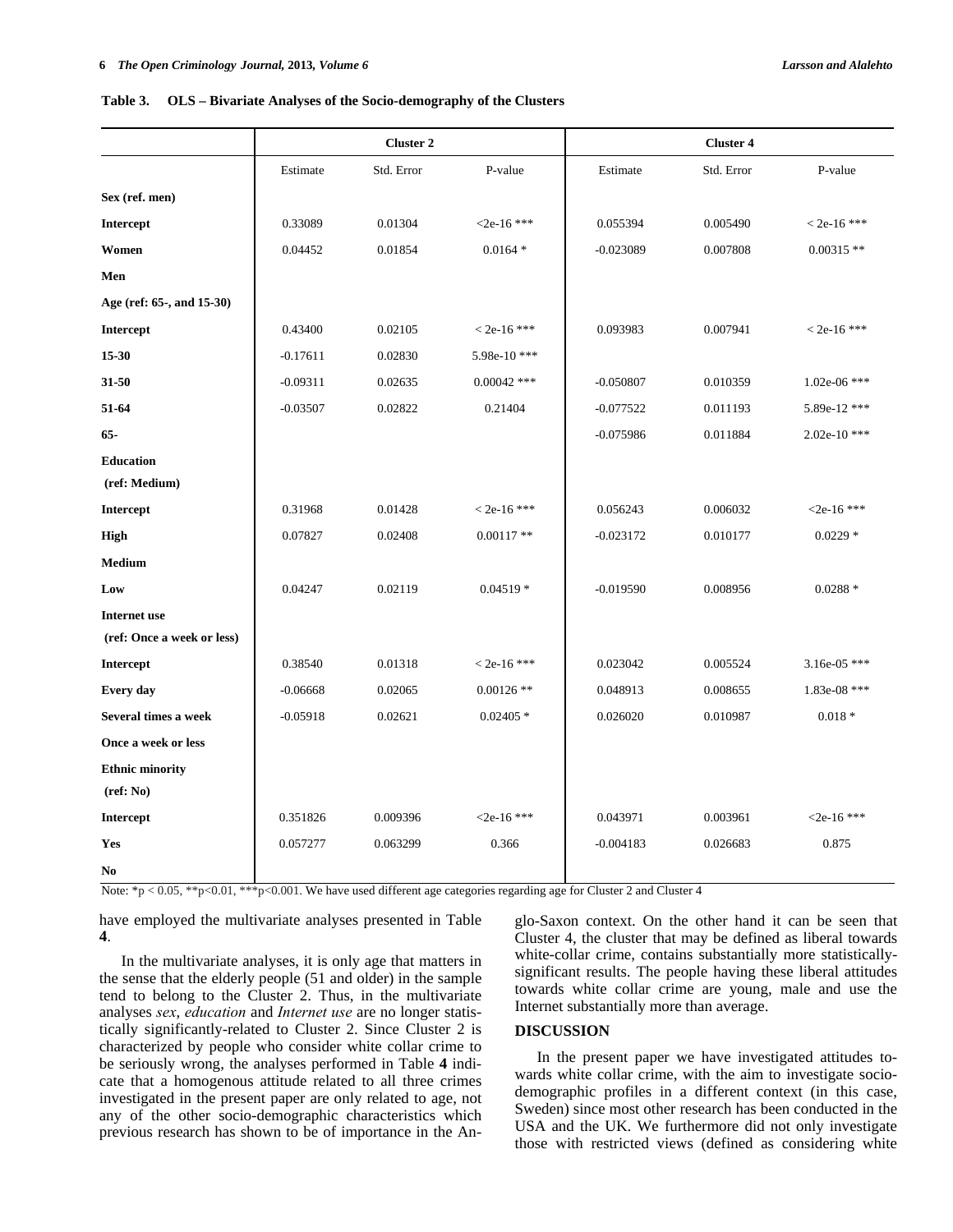**Table 3. OLS – Bivariate Analyses of the Socio-demography of the Clusters**

| | Cluster 2 | | | Cluster 4 | | |
|---|---|---|---|---|---|---|
| | Estimate | Std. Error | P-value | Estimate | Std. Error | P-value |
| **Sex (ref. men)** | | | | | | |
| **Intercept** | 0.33089 | 0.01304 | <2e-16 *** | 0.055394 | 0.005490 | < 2e-16 *** |
| **Women** | 0.04452 | 0.01854 | 0.0164 * | -0.023089 | 0.007808 | 0.00315 ** |
| **Men** | | | | | | |
| **Age (ref: 65-, and 15-30)** | | | | | | |
| **Intercept** | 0.43400 | 0.02105 | < 2e-16 *** | 0.093983 | 0.007941 | < 2e-16 *** |
| **15-30** | -0.17611 | 0.02830 | 5.98e-10 *** | | | |
| **31-50** | -0.09311 | 0.02635 | 0.00042 *** | -0.050807 | 0.010359 | 1.02e-06 *** |
| **51-64** | -0.03507 | 0.02822 | 0.21404 | -0.077522 | 0.011193 | 5.89e-12 *** |
| **65-** | | | | -0.075986 | 0.011884 | 2.02e-10 *** |
| **Education (ref: Medium)** | | | | | | |
| **Intercept** | 0.31968 | 0.01428 | < 2e-16 *** | 0.056243 | 0.006032 | <2e-16 *** |
| **High** | 0.07827 | 0.02408 | 0.00117 ** | -0.023172 | 0.010177 | 0.0229 * |
| **Medium** | | | | | | |
| **Low** | 0.04247 | 0.02119 | 0.04519 * | -0.019590 | 0.008956 | 0.0288 * |
| **Internet use (ref: Once a week or less)** | | | | | | |
| **Intercept** | 0.38540 | 0.01318 | < 2e-16 *** | 0.023042 | 0.005524 | 3.16e-05 *** |
| **Every day** | -0.06668 | 0.02065 | 0.00126 ** | 0.048913 | 0.008655 | 1.83e-08 *** |
| **Several times a week** | -0.05918 | 0.02621 | 0.02405 * | 0.026020 | 0.010987 | 0.018 * |
| **Once a week or less** | | | | | | |
| **Ethnic minority (ref: No)** | | | | | | |
| **Intercept** | 0.351826 | 0.009396 | <2e-16 *** | 0.043971 | 0.003961 | <2e-16 *** |
| **Yes** | 0.057277 | 0.063299 | 0.366 | -0.004183 | 0.026683 | 0.875 |
| **No** | | | | | | |

Note: *p < 0.05, **p<0.01, ***p<0.001. We have used different age categories regarding age for Cluster 2 and Cluster 4

have employed the multivariate analyses presented in Table **4**.

In the multivariate analyses, it is only age that matters in the sense that the elderly people (51 and older) in the sample tend to belong to the Cluster 2. Thus, in the multivariate analyses *sex*, *education* and *Internet use* are no longer statistically significantly-related to Cluster 2. Since Cluster 2 is characterized by people who consider white collar crime to be seriously wrong, the analyses performed in Table **4** indicate that a homogenous attitude related to all three crimes investigated in the present paper are only related to age, not any of the other socio-demographic characteristics which previous research has shown to be of importance in the Anglo-Saxon context. On the other hand it can be seen that Cluster 4, the cluster that may be defined as liberal towards white-collar crime, contains substantially more statistically-significant results. The people having these liberal attitudes towards white collar crime are young, male and use the Internet substantially more than average.

## DISCUSSION

In the present paper we have investigated attitudes towards white collar crime, with the aim to investigate socio-demographic profiles in a different context (in this case, Sweden) since most other research has been conducted in the USA and the UK. We furthermore did not only investigate those with restricted views (defined as considering white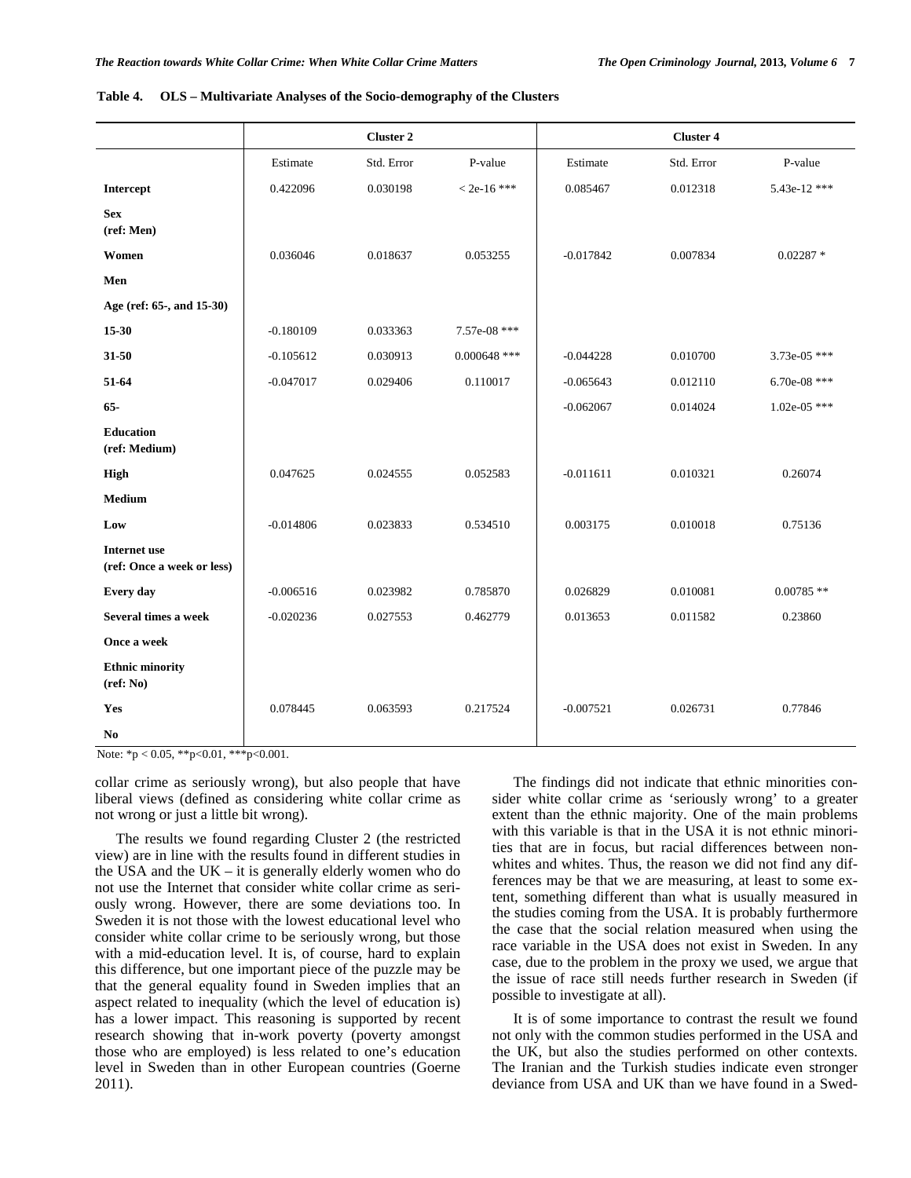**Table 4. OLS – Multivariate Analyses of the Socio-demography of the Clusters**

| | Cluster 2 | | | Cluster 4 | | |
|---|---|---|---|---|---|---|
| | Estimate | Std. Error | P-value | Estimate | Std. Error | P-value |
| **Intercept** | 0.422096 | 0.030198 | < 2e-16 *** | 0.085467 | 0.012318 | 5.43e-12 *** |
| **Sex (ref: Men)** | | | | | | |
| **Women** | 0.036046 | 0.018637 | 0.053255 | -0.017842 | 0.007834 | 0.02287 * |
| **Men** | | | | | | |
| **Age (ref: 65-, and 15-30)** | | | | | | |
| **15-30** | -0.180109 | 0.033363 | 7.57e-08 *** | | | |
| **31-50** | -0.105612 | 0.030913 | 0.000648 *** | -0.044228 | 0.010700 | 3.73e-05 *** |
| **51-64** | -0.047017 | 0.029406 | 0.110017 | -0.065643 | 0.012110 | 6.70e-08 *** |
| **65-** | | | | -0.062067 | 0.014024 | 1.02e-05 *** |
| **Education (ref: Medium)** | | | | | | |
| **High** | 0.047625 | 0.024555 | 0.052583 | -0.011611 | 0.010321 | 0.26074 |
| **Medium** | | | | | | |
| **Low** | -0.014806 | 0.023833 | 0.534510 | 0.003175 | 0.010018 | 0.75136 |
| **Internet use (ref: Once a week or less)** | | | | | | |
| **Every day** | -0.006516 | 0.023982 | 0.785870 | 0.026829 | 0.010081 | 0.00785 ** |
| **Several times a week** | -0.020236 | 0.027553 | 0.462779 | 0.013653 | 0.011582 | 0.23860 |
| **Once a week** | | | | | | |
| **Ethnic minority (ref: No)** | | | | | | |
| **Yes** | 0.078445 | 0.063593 | 0.217524 | -0.007521 | 0.026731 | 0.77846 |
| **No** | | | | | | |

Note: *p < 0.05, **p<0.01, ***p<0.001.

collar crime as seriously wrong), but also people that have liberal views (defined as considering white collar crime as not wrong or just a little bit wrong).

The results we found regarding Cluster 2 (the restricted view) are in line with the results found in different studies in the USA and the UK – it is generally elderly women who do not use the Internet that consider white collar crime as seriously wrong. However, there are some deviations too. In Sweden it is not those with the lowest educational level who consider white collar crime to be seriously wrong, but those with a mid-education level. It is, of course, hard to explain this difference, but one important piece of the puzzle may be that the general equality found in Sweden implies that an aspect related to inequality (which the level of education is) has a lower impact. This reasoning is supported by recent research showing that in-work poverty (poverty amongst those who are employed) is less related to one's education level in Sweden than in other European countries (Goerne 2011).

The findings did not indicate that ethnic minorities consider white collar crime as 'seriously wrong' to a greater extent than the ethnic majority. One of the main problems with this variable is that in the USA it is not ethnic minorities that are in focus, but racial differences between non-whites and whites. Thus, the reason we did not find any differences may be that we are measuring, at least to some extent, something different than what is usually measured in the studies coming from the USA. It is probably furthermore the case that the social relation measured when using the race variable in the USA does not exist in Sweden. In any case, due to the problem in the proxy we used, we argue that the issue of race still needs further research in Sweden (if possible to investigate at all).

It is of some importance to contrast the result we found not only with the common studies performed in the USA and the UK, but also the studies performed on other contexts. The Iranian and the Turkish studies indicate even stronger deviance from USA and UK than we have found in a Swed-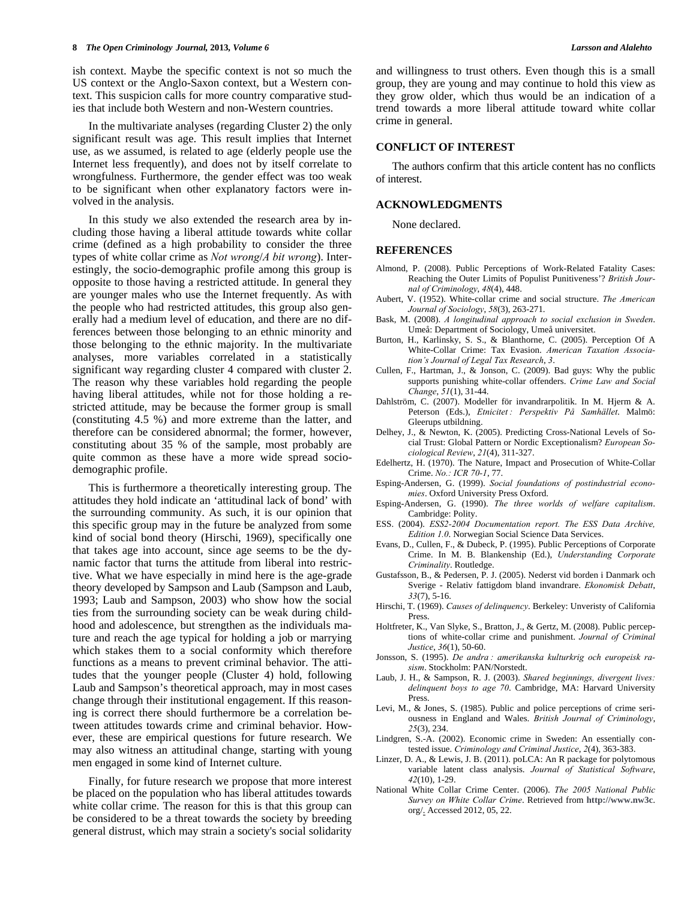ish context. Maybe the specific context is not so much the US context or the Anglo-Saxon context, but a Western context. This suspicion calls for more country comparative studies that include both Western and non-Western countries.

In the multivariate analyses (regarding Cluster 2) the only significant result was age. This result implies that Internet use, as we assumed, is related to age (elderly people use the Internet less frequently), and does not by itself correlate to wrongfulness. Furthermore, the gender effect was too weak to be significant when other explanatory factors were involved in the analysis.

In this study we also extended the research area by including those having a liberal attitude towards white collar crime (defined as a high probability to consider the three types of white collar crime as *Not wrong*/*A bit wrong*). Interestingly, the socio-demographic profile among this group is opposite to those having a restricted attitude. In general they are younger males who use the Internet frequently. As with the people who had restricted attitudes, this group also generally had a medium level of education, and there are no differences between those belonging to an ethnic minority and those belonging to the ethnic majority. In the multivariate analyses, more variables correlated in a statistically significant way regarding cluster 4 compared with cluster 2. The reason why these variables hold regarding the people having liberal attitudes, while not for those holding a restricted attitude, may be because the former group is small (constituting 4.5 %) and more extreme than the latter, and therefore can be considered abnormal; the former, however, constituting about 35 % of the sample, most probably are quite common as these have a more wide spread socio-demographic profile.

This is furthermore a theoretically interesting group. The attitudes they hold indicate an 'attitudinal lack of bond' with the surrounding community. As such, it is our opinion that this specific group may in the future be analyzed from some kind of social bond theory (Hirschi, 1969), specifically one that takes age into account, since age seems to be the dynamic factor that turns the attitude from liberal into restrictive. What we have especially in mind here is the age-grade theory developed by Sampson and Laub (Sampson and Laub, 1993; Laub and Sampson, 2003) who show how the social ties from the surrounding society can be weak during childhood and adolescence, but strengthen as the individuals mature and reach the age typical for holding a job or marrying which stakes them to a social conformity which therefore functions as a means to prevent criminal behavior. The attitudes that the younger people (Cluster 4) hold, following Laub and Sampson's theoretical approach, may in most cases change through their institutional engagement. If this reasoning is correct there should furthermore be a correlation between attitudes towards crime and criminal behavior. However, these are empirical questions for future research. We may also witness an attitudinal change, starting with young men engaged in some kind of Internet culture.

Finally, for future research we propose that more interest be placed on the population who has liberal attitudes towards white collar crime. The reason for this is that this group can be considered to be a threat towards the society by breeding general distrust, which may strain a society's social solidarity and willingness to trust others. Even though this is a small group, they are young and may continue to hold this view as they grow older, which thus would be an indication of a trend towards a more liberal attitude toward white collar crime in general.

## CONFLICT OF INTEREST

The authors confirm that this article content has no conflicts of interest.

## ACKNOWLEDGMENTS

None declared.

## REFERENCES

Almond, P. (2008). Public Perceptions of Work-Related Fatality Cases: Reaching the Outer Limits of Populist Punitiveness'? *British Journal of Criminology*, *48*(4), 448.

Aubert, V. (1952). White-collar crime and social structure. *The American Journal of Sociology*, *58*(3), 263-271.

Bask, M. (2008). *A longitudinal approach to social exclusion in Sweden*. Umeå: Department of Sociology, Umeå universitet.

Burton, H., Karlinsky, S. S., & Blanthorne, C. (2005). Perception Of A White-Collar Crime: Tax Evasion. *American Taxation Association's Journal of Legal Tax Research*, *3*.

Cullen, F., Hartman, J., & Jonson, C. (2009). Bad guys: Why the public supports punishing white-collar offenders. *Crime Law and Social Change*, *51*(1), 31-44.

Dahlström, C. (2007). Modeller för invandrarpolitik. In M. Hjerm & A. Peterson (Eds.), *Etnicitet : Perspektiv På Samhället*. Malmö: Gleerups utbildning.

Delhey, J., & Newton, K. (2005). Predicting Cross-National Levels of Social Trust: Global Pattern or Nordic Exceptionalism? *European Sociological Review*, *21*(4), 311-327.

Edelhertz, H. (1970). The Nature, Impact and Prosecution of White-Collar Crime. *No.: ICR 70-1*, 77.

Esping-Andersen, G. (1999). *Social foundations of postindustrial economies*. Oxford University Press Oxford.

Esping-Andersen, G. (1990). *The three worlds of welfare capitalism*. Cambridge: Polity.

ESS. (2004). *ESS2-2004 Documentation report. The ESS Data Archive, Edition 1.0*. Norwegian Social Science Data Services.

Evans, D., Cullen, F., & Dubeck, P. (1995). Public Perceptions of Corporate Crime. In M. B. Blankenship (Ed.), *Understanding Corporate Criminality*. Routledge.

Gustafsson, B., & Pedersen, P. J. (2005). Nederst vid borden i Danmark och Sverige - Relativ fattigdom bland invandrare. *Ekonomisk Debatt*, *33*(7), 5-16.

Hirschi, T. (1969). *Causes of delinquency*. Berkeley: Unveristy of California Press.

Holtfreter, K., Van Slyke, S., Bratton, J., & Gertz, M. (2008). Public perceptions of white-collar crime and punishment. *Journal of Criminal Justice*, *36*(1), 50-60.

Jonsson, S. (1995). *De andra : amerikanska kulturkrig och europeisk rasism*. Stockholm: PAN/Norstedt.

Laub, J. H., & Sampson, R. J. (2003). *Shared beginnings, divergent lives: delinquent boys to age 70*. Cambridge, MA: Harvard University Press.

Levi, M., & Jones, S. (1985). Public and police perceptions of crime seriousness in England and Wales. *British Journal of Criminology*, *25*(3), 234.

Lindgren, S.-A. (2002). Economic crime in Sweden: An essentially contested issue. *Criminology and Criminal Justice*, *2*(4), 363-383.

Linzer, D. A., & Lewis, J. B. (2011). poLCA: An R package for polytomous variable latent class analysis. *Journal of Statistical Software*, *42*(10), 1-29.

National White Collar Crime Center. (2006). *The 2005 National Public Survey on White Collar Crime*. Retrieved from http://www.nw3c.org/. Accessed 2012, 05, 22.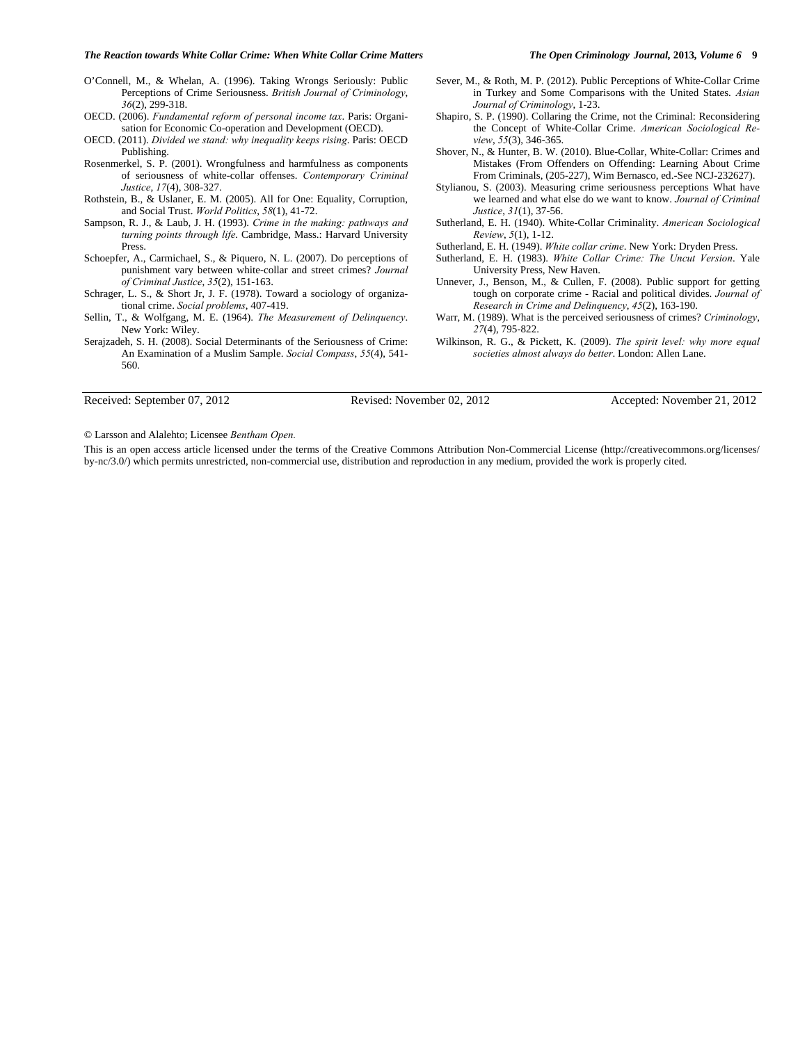O'Connell, M., & Whelan, A. (1996). Taking Wrongs Seriously: Public Perceptions of Crime Seriousness. *British Journal of Criminology*, *36*(2), 299-318.

OECD. (2006). *Fundamental reform of personal income tax*. Paris: Organisation for Economic Co-operation and Development (OECD).

OECD. (2011). *Divided we stand: why inequality keeps rising*. Paris: OECD Publishing.

Rosenmerkel, S. P. (2001). Wrongfulness and harmfulness as components of seriousness of white-collar offenses. *Contemporary Criminal Justice*, *17*(4), 308-327.

Rothstein, B., & Uslaner, E. M. (2005). All for One: Equality, Corruption, and Social Trust. *World Politics*, *58*(1), 41-72.

Sampson, R. J., & Laub, J. H. (1993). *Crime in the making: pathways and turning points through life*. Cambridge, Mass.: Harvard University Press.

Schoepfer, A., Carmichael, S., & Piquero, N. L. (2007). Do perceptions of punishment vary between white-collar and street crimes? *Journal of Criminal Justice*, *35*(2), 151-163.

Schrager, L. S., & Short Jr, J. F. (1978). Toward a sociology of organizational crime. *Social problems*, 407-419.

Sellin, T., & Wolfgang, M. E. (1964). *The Measurement of Delinquency*. New York: Wiley.

Serajzadeh, S. H. (2008). Social Determinants of the Seriousness of Crime: An Examination of a Muslim Sample. *Social Compass*, *55*(4), 541-560.

Sever, M., & Roth, M. P. (2012). Public Perceptions of White-Collar Crime in Turkey and Some Comparisons with the United States. *Asian Journal of Criminology*, 1-23.

Shapiro, S. P. (1990). Collaring the Crime, not the Criminal: Reconsidering the Concept of White-Collar Crime. *American Sociological Review*, *55*(3), 346-365.

Shover, N., & Hunter, B. W. (2010). Blue-Collar, White-Collar: Crimes and Mistakes (From Offenders on Offending: Learning About Crime From Criminals, (205-227), Wim Bernasco, ed.-See NCJ-232627).

Stylianou, S. (2003). Measuring crime seriousness perceptions What have we learned and what else do we want to know. *Journal of Criminal Justice*, *31*(1), 37-56.

Sutherland, E. H. (1940). White-Collar Criminality. *American Sociological Review*, *5*(1), 1-12.

Sutherland, E. H. (1949). *White collar crime*. New York: Dryden Press.

Sutherland, E. H. (1983). *White Collar Crime: The Uncut Version*. Yale University Press, New Haven.

Unnever, J., Benson, M., & Cullen, F. (2008). Public support for getting tough on corporate crime - Racial and political divides. *Journal of Research in Crime and Delinquency*, *45*(2), 163-190.

Warr, M. (1989). What is the perceived seriousness of crimes? *Criminology*, *27*(4), 795-822.

Wilkinson, R. G., & Pickett, K. (2009). *The spirit level: why more equal societies almost always do better*. London: Allen Lane.

Received: September 07, 2012 Revised: November 02, 2012 Accepted: November 21, 2012

© Larsson and Alalehto; Licensee *Bentham Open*.

This is an open access article licensed under the terms of the Creative Commons Attribution Non-Commercial License (http://creativecommons.org/licenses/by-nc/3.0/) which permits unrestricted, non-commercial use, distribution and reproduction in any medium, provided the work is properly cited.